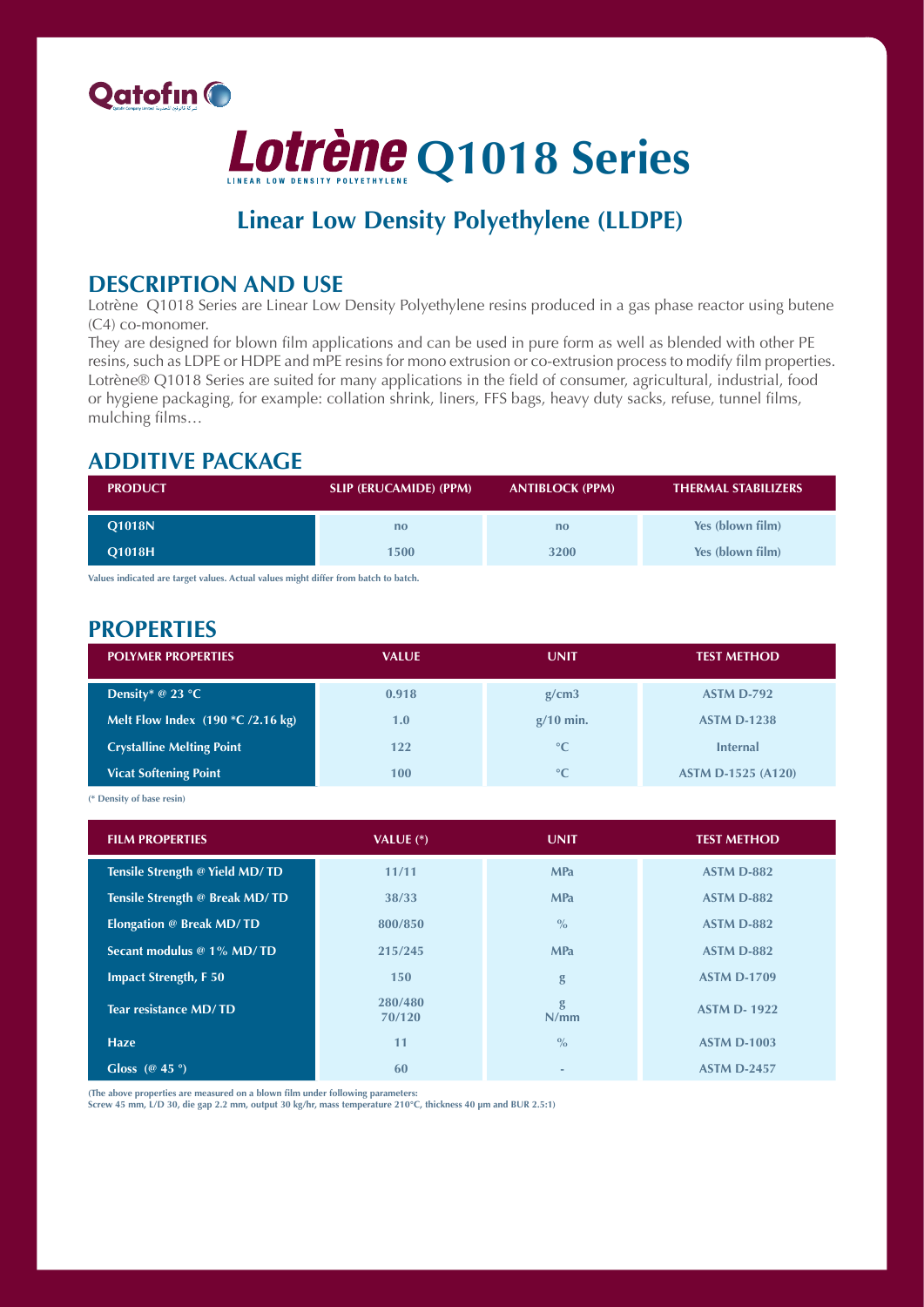Qatofin

# Lotrène Q1018 Series

LINEAR LOW DENSITY POLYETHYLENE

## Linear Low Density Polyethylene (LLDPE)

## DESCRIPTION AND USE

Lotrène Q1018 Series are Linear Low Density Polyethylene resins produced in a gas phase reactor using butene (C4) co-monomer.

They are designed for blown film applications and can be used in pure form as well as blended with other PE resins, such as LDPE or HDPE and mPE resins for mono extrusion or co-extrusion process to modify film properties.

Lotrène® Q1018 Series are suited for many applications in the field of consumer, agricultural, industrial, food or hygiene packaging, for example: collation shrink, liners, FFS bags, heavy duty sacks, refuse, tunnel films, mulching films…

## ADDITIVE PACKAGE

| PRODUCT | SLIP (ERUCAMIDE) (PPM) | ANTIBLOCK (PPM) | THERMAL STABILIZERS |
| --- | --- | --- | --- |
| Q1018N | no | no | Yes (blown film) |
| Q1018H | 1500 | 3200 | Yes (blown film) |

Values indicated are target values. Actual values might differ from batch to batch.

## PROPERTIES

| POLYMER PROPERTIES | VALUE | UNIT | TEST METHOD |
| --- | --- | --- | --- |
| Density* @ 23 °C | 0.918 | g/cm3 | ASTM D-792 |
| Melt Flow Index (190 °C /2.16 kg) | 1.0 | g/10 min. | ASTM D-1238 |
| Crystalline Melting Point | 122 | °C | Internal |
| Vicat Softening Point | 100 | °C | ASTM D-1525 (A120) |

(* Density of base resin)

| FILM PROPERTIES | VALUE (*) | UNIT | TEST METHOD |
| --- | --- | --- | --- |
| Tensile Strength @ Yield MD/ TD | 11/11 | MPa | ASTM D-882 |
| Tensile Strength @ Break MD/ TD | 38/33 | MPa | ASTM D-882 |
| Elongation @ Break MD/ TD | 800/850 | % | ASTM D-882 |
| Secant modulus @ 1% MD/ TD | 215/245 | MPa | ASTM D-882 |
| Impact Strength, F 50 | 150 | g | ASTM D-1709 |
| Tear resistance MD/ TD | 280/480<br>70/120 | g<br>N/mm | ASTM D- 1922 |
| Haze | 11 | % | ASTM D-1003 |
| Gloss (@ 45 °) | 60 | - | ASTM D-2457 |

(The above properties are measured on a blown film under following parameters:
Screw 45 mm, L/D 30, die gap 2.2 mm, output 30 kg/hr, mass temperature 210°C, thickness 40 µm and BUR 2.5:1)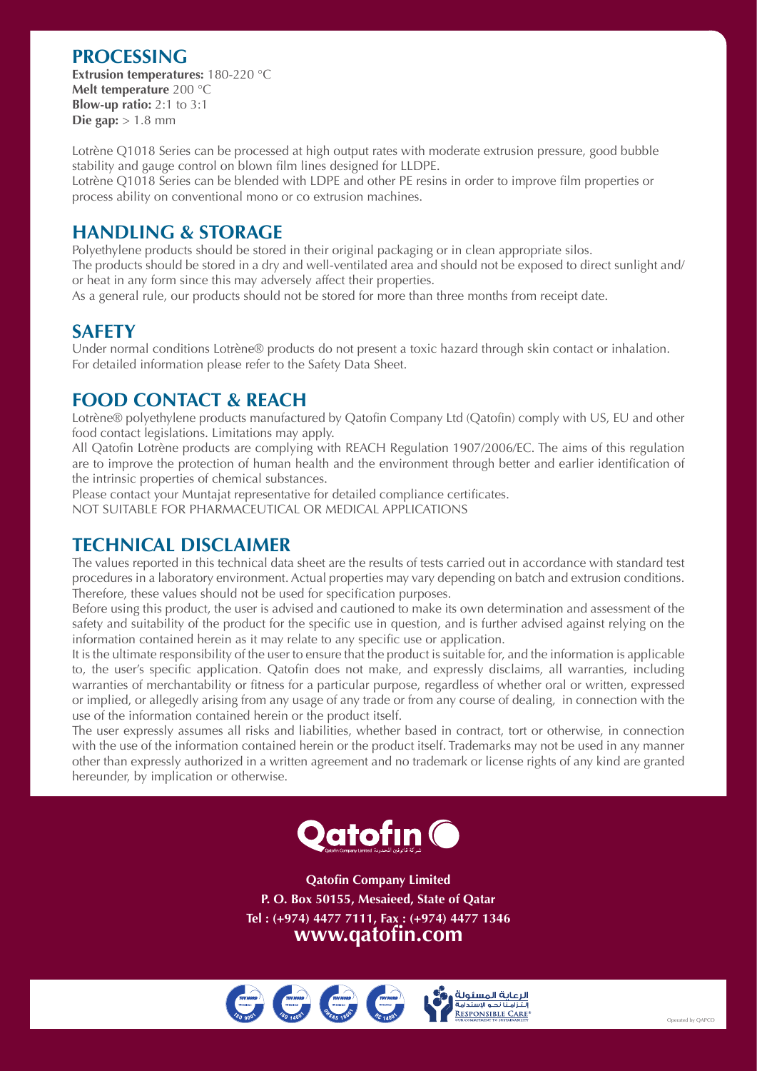## PROCESSING

**Extrusion temperatures:** 180-220 °C
**Melt temperature** 200 °C
**Blow-up ratio:** 2:1 to 3:1
**Die gap:** > 1.8 mm

Lotrène Q1018 Series can be processed at high output rates with moderate extrusion pressure, good bubble stability and gauge control on blown film lines designed for LLDPE.
Lotrène Q1018 Series can be blended with LDPE and other PE resins in order to improve film properties or process ability on conventional mono or co extrusion machines.

## HANDLING & STORAGE

Polyethylene products should be stored in their original packaging or in clean appropriate silos.
The products should be stored in a dry and well-ventilated area and should not be exposed to direct sunlight and/or heat in any form since this may adversely affect their properties.
As a general rule, our products should not be stored for more than three months from receipt date.

## SAFETY

Under normal conditions Lotrène® products do not present a toxic hazard through skin contact or inhalation. For detailed information please refer to the Safety Data Sheet.

## FOOD CONTACT & REACH

Lotrène® polyethylene products manufactured by Qatofin Company Ltd (Qatofin) comply with US, EU and other food contact legislations. Limitations may apply.
All Qatofin Lotrène products are complying with REACH Regulation 1907/2006/EC. The aims of this regulation are to improve the protection of human health and the environment through better and earlier identification of the intrinsic properties of chemical substances.
Please contact your Muntajat representative for detailed compliance certificates.
NOT SUITABLE FOR PHARMACEUTICAL OR MEDICAL APPLICATIONS

## TECHNICAL DISCLAIMER

The values reported in this technical data sheet are the results of tests carried out in accordance with standard test procedures in a laboratory environment. Actual properties may vary depending on batch and extrusion conditions. Therefore, these values should not be used for specification purposes.
Before using this product, the user is advised and cautioned to make its own determination and assessment of the safety and suitability of the product for the specific use in question, and is further advised against relying on the information contained herein as it may relate to any specific use or application.
It is the ultimate responsibility of the user to ensure that the product is suitable for, and the information is applicable to, the user's specific application. Qatofin does not make, and expressly disclaims, all warranties, including warranties of merchantability or fitness for a particular purpose, regardless of whether oral or written, expressed or implied, or allegedly arising from any usage of any trade or from any course of dealing, in connection with the use of the information contained herein or the product itself.
The user expressly assumes all risks and liabilities, whether based in contract, tort or otherwise, in connection with the use of the information contained herein or the product itself. Trademarks may not be used in any manner other than expressly authorized in a written agreement and no trademark or license rights of any kind are granted hereunder, by implication or otherwise.

**Qatofin Company Limited**
**P. O. Box 50155, Mesaieed, State of Qatar**
**Tel : (+974) 4477 7111, Fax : (+974) 4477 1346**
**www.qatofin.com**

Operated by QAPCO